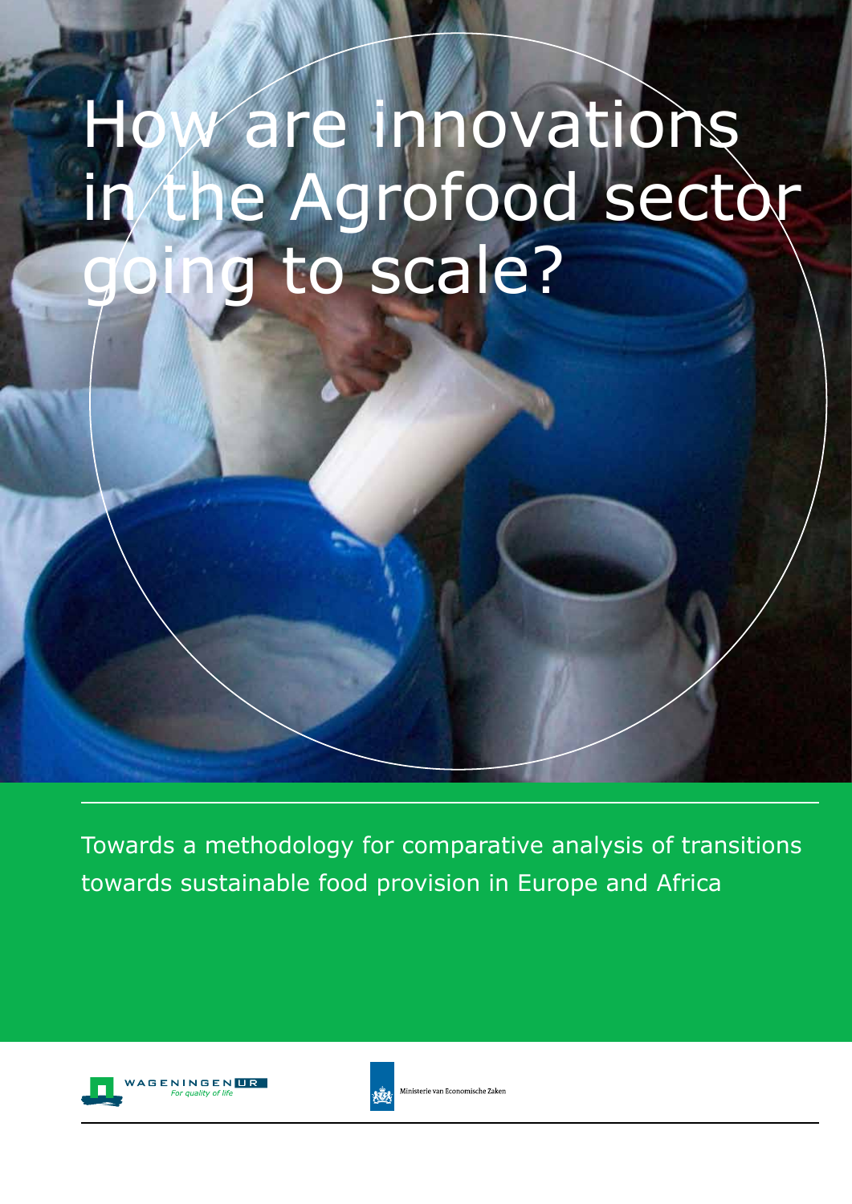# How are innovations in the Agrofood sector going to scale?

Towards a methodology for comparative analysis of transitions towards sustainable food provision in Europe and Africa

WAGENINGEN UR
*For quality of life*

Ministerie van Economische Zaken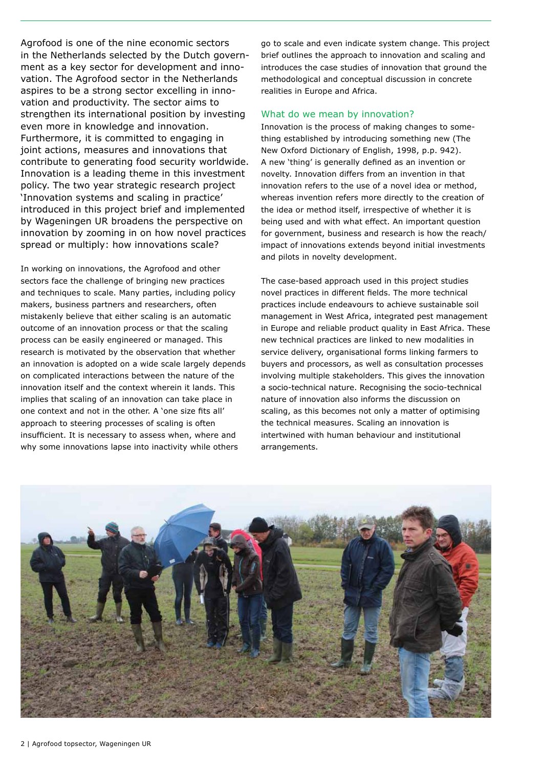Agrofood is one of the nine economic sectors in the Netherlands selected by the Dutch government as a key sector for development and innovation. The Agrofood sector in the Netherlands aspires to be a strong sector excelling in innovation and productivity. The sector aims to strengthen its international position by investing even more in knowledge and innovation. Furthermore, it is committed to engaging in joint actions, measures and innovations that contribute to generating food security worldwide. Innovation is a leading theme in this investment policy. The two year strategic research project 'Innovation systems and scaling in practice' introduced in this project brief and implemented by Wageningen UR broadens the perspective on innovation by zooming in on how novel practices spread or multiply: how innovations scale?

In working on innovations, the Agrofood and other sectors face the challenge of bringing new practices and techniques to scale. Many parties, including policy makers, business partners and researchers, often mistakenly believe that either scaling is an automatic outcome of an innovation process or that the scaling process can be easily engineered or managed. This research is motivated by the observation that whether an innovation is adopted on a wide scale largely depends on complicated interactions between the nature of the innovation itself and the context wherein it lands. This implies that scaling of an innovation can take place in one context and not in the other. A 'one size fits all' approach to steering processes of scaling is often insufficient. It is necessary to assess when, where and why some innovations lapse into inactivity while others go to scale and even indicate system change. This project brief outlines the approach to innovation and scaling and introduces the case studies of innovation that ground the methodological and conceptual discussion in concrete realities in Europe and Africa.

## What do we mean by innovation?

Innovation is the process of making changes to something established by introducing something new (The New Oxford Dictionary of English, 1998, p.p. 942). A new 'thing' is generally defined as an invention or novelty. Innovation differs from an invention in that innovation refers to the use of a novel idea or method, whereas invention refers more directly to the creation of the idea or method itself, irrespective of whether it is being used and with what effect. An important question for government, business and research is how the reach/impact of innovations extends beyond initial investments and pilots in novelty development.

The case-based approach used in this project studies novel practices in different fields. The more technical practices include endeavours to achieve sustainable soil management in West Africa, integrated pest management in Europe and reliable product quality in East Africa. These new technical practices are linked to new modalities in service delivery, organisational forms linking farmers to buyers and processors, as well as consultation processes involving multiple stakeholders. This gives the innovation a socio-technical nature. Recognising the socio-technical nature of innovation also informs the discussion on scaling, as this becomes not only a matter of optimising the technical measures. Scaling an innovation is intertwined with human behaviour and institutional arrangements.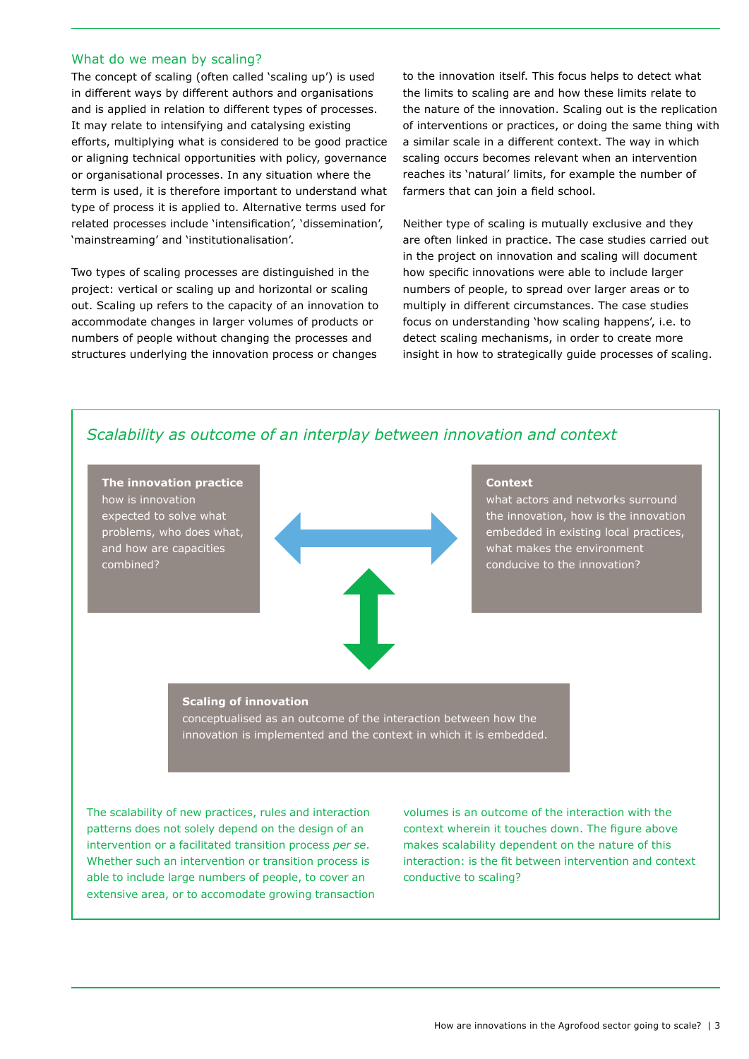## What do we mean by scaling?

The concept of scaling (often called 'scaling up') is used in different ways by different authors and organisations and is applied in relation to different types of processes. It may relate to intensifying and catalysing existing efforts, multiplying what is considered to be good practice or aligning technical opportunities with policy, governance or organisational processes. In any situation where the term is used, it is therefore important to understand what type of process it is applied to. Alternative terms used for related processes include 'intensification', 'dissemination', 'mainstreaming' and 'institutionalisation'.

Two types of scaling processes are distinguished in the project: vertical or scaling up and horizontal or scaling out. Scaling up refers to the capacity of an innovation to accommodate changes in larger volumes of products or numbers of people without changing the processes and structures underlying the innovation process or changes to the innovation itself. This focus helps to detect what the limits to scaling are and how these limits relate to the nature of the innovation. Scaling out is the replication of interventions or practices, or doing the same thing with a similar scale in a different context. The way in which scaling occurs becomes relevant when an intervention reaches its 'natural' limits, for example the number of farmers that can join a field school.

Neither type of scaling is mutually exclusive and they are often linked in practice. The case studies carried out in the project on innovation and scaling will document how specific innovations were able to include larger numbers of people, to spread over larger areas or to multiply in different circumstances. The case studies focus on understanding 'how scaling happens', i.e. to detect scaling mechanisms, in order to create more insight in how to strategically guide processes of scaling.

### *Scalability as outcome of an interplay between innovation and context*

**The innovation practice**
how is innovation expected to solve what problems, who does what, and how are capacities combined?

**Context**
what actors and networks surround the innovation, how is the innovation embedded in existing local practices, what makes the environment conducive to the innovation?

**Scaling of innovation**
conceptualised as an outcome of the interaction between how the innovation is implemented and the context in which it is embedded.

The scalability of new practices, rules and interaction patterns does not solely depend on the design of an intervention or a facilitated transition process *per se*. Whether such an intervention or transition process is able to include large numbers of people, to cover an extensive area, or to accomodate growing transaction volumes is an outcome of the interaction with the context wherein it touches down. The figure above makes scalability dependent on the nature of this interaction: is the fit between intervention and context conductive to scaling?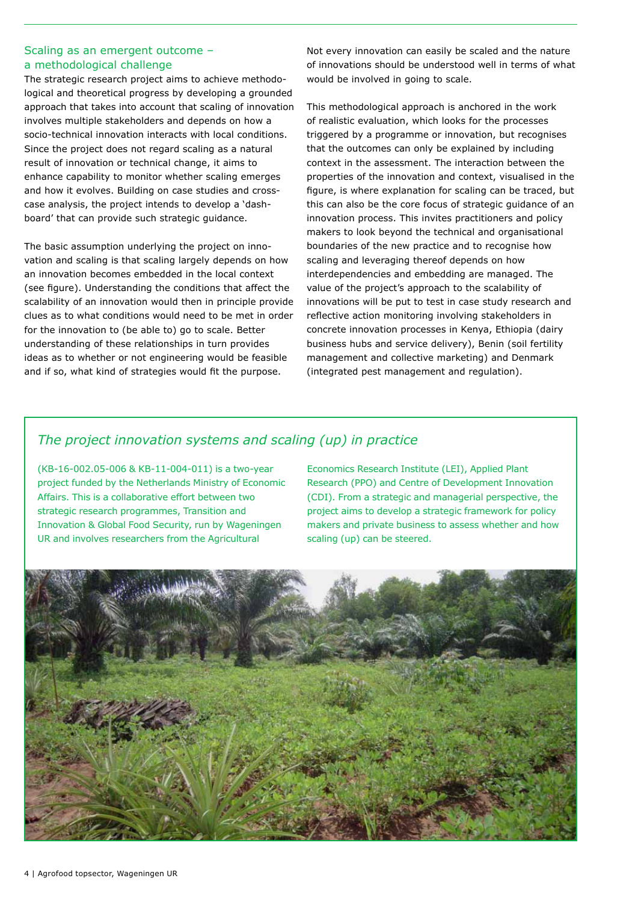## Scaling as an emergent outcome – a methodological challenge

The strategic research project aims to achieve methodological and theoretical progress by developing a grounded approach that takes into account that scaling of innovation involves multiple stakeholders and depends on how a socio-technical innovation interacts with local conditions. Since the project does not regard scaling as a natural result of innovation or technical change, it aims to enhance capability to monitor whether scaling emerges and how it evolves. Building on case studies and cross-case analysis, the project intends to develop a 'dashboard' that can provide such strategic guidance.

The basic assumption underlying the project on innovation and scaling is that scaling largely depends on how an innovation becomes embedded in the local context (see figure). Understanding the conditions that affect the scalability of an innovation would then in principle provide clues as to what conditions would need to be met in order for the innovation to (be able to) go to scale. Better understanding of these relationships in turn provides ideas as to whether or not engineering would be feasible and if so, what kind of strategies would fit the purpose.

Not every innovation can easily be scaled and the nature of innovations should be understood well in terms of what would be involved in going to scale.

This methodological approach is anchored in the work of realistic evaluation, which looks for the processes triggered by a programme or innovation, but recognises that the outcomes can only be explained by including context in the assessment. The interaction between the properties of the innovation and context, visualised in the figure, is where explanation for scaling can be traced, but this can also be the core focus of strategic guidance of an innovation process. This invites practitioners and policy makers to look beyond the technical and organisational boundaries of the new practice and to recognise how scaling and leveraging thereof depends on how interdependencies and embedding are managed. The value of the project's approach to the scalability of innovations will be put to test in case study research and reflective action monitoring involving stakeholders in concrete innovation processes in Kenya, Ethiopia (dairy business hubs and service delivery), Benin (soil fertility management and collective marketing) and Denmark (integrated pest management and regulation).

### *The project innovation systems and scaling (up) in practice*

(KB-16-002.05-006 & KB-11-004-011) is a two-year project funded by the Netherlands Ministry of Economic Affairs. This is a collaborative effort between two strategic research programmes, Transition and Innovation & Global Food Security, run by Wageningen UR and involves researchers from the Agricultural Economics Research Institute (LEI), Applied Plant Research (PPO) and Centre of Development Innovation (CDI). From a strategic and managerial perspective, the project aims to develop a strategic framework for policy makers and private business to assess whether and how scaling (up) can be steered.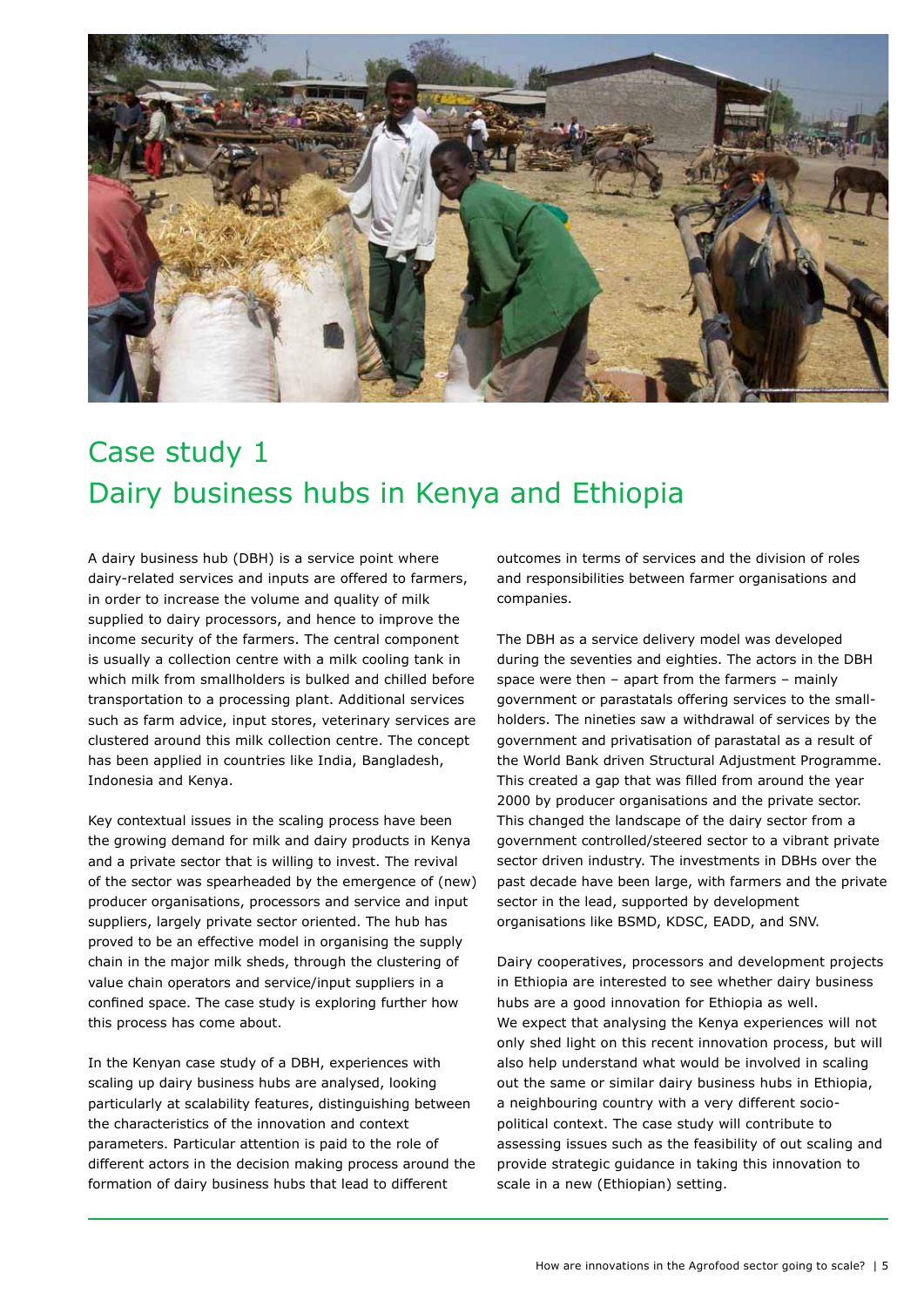# Case study 1
Dairy business hubs in Kenya and Ethiopia

A dairy business hub (DBH) is a service point where dairy-related services and inputs are offered to farmers, in order to increase the volume and quality of milk supplied to dairy processors, and hence to improve the income security of the farmers. The central component is usually a collection centre with a milk cooling tank in which milk from smallholders is bulked and chilled before transportation to a processing plant. Additional services such as farm advice, input stores, veterinary services are clustered around this milk collection centre. The concept has been applied in countries like India, Bangladesh, Indonesia and Kenya.

Key contextual issues in the scaling process have been the growing demand for milk and dairy products in Kenya and a private sector that is willing to invest. The revival of the sector was spearheaded by the emergence of (new) producer organisations, processors and service and input suppliers, largely private sector oriented. The hub has proved to be an effective model in organising the supply chain in the major milk sheds, through the clustering of value chain operators and service/input suppliers in a confined space. The case study is exploring further how this process has come about.

In the Kenyan case study of a DBH, experiences with scaling up dairy business hubs are analysed, looking particularly at scalability features, distinguishing between the characteristics of the innovation and context parameters. Particular attention is paid to the role of different actors in the decision making process around the formation of dairy business hubs that lead to different outcomes in terms of services and the division of roles and responsibilities between farmer organisations and companies.

The DBH as a service delivery model was developed during the seventies and eighties. The actors in the DBH space were then – apart from the farmers – mainly government or parastatals offering services to the smallholders. The nineties saw a withdrawal of services by the government and privatisation of parastatal as a result of the World Bank driven Structural Adjustment Programme. This created a gap that was filled from around the year 2000 by producer organisations and the private sector. This changed the landscape of the dairy sector from a government controlled/steered sector to a vibrant private sector driven industry. The investments in DBHs over the past decade have been large, with farmers and the private sector in the lead, supported by development organisations like BSMD, KDSC, EADD, and SNV.

Dairy cooperatives, processors and development projects in Ethiopia are interested to see whether dairy business hubs are a good innovation for Ethiopia as well.
We expect that analysing the Kenya experiences will not only shed light on this recent innovation process, but will also help understand what would be involved in scaling out the same or similar dairy business hubs in Ethiopia, a neighbouring country with a very different socio-political context. The case study will contribute to assessing issues such as the feasibility of out scaling and provide strategic guidance in taking this innovation to scale in a new (Ethiopian) setting.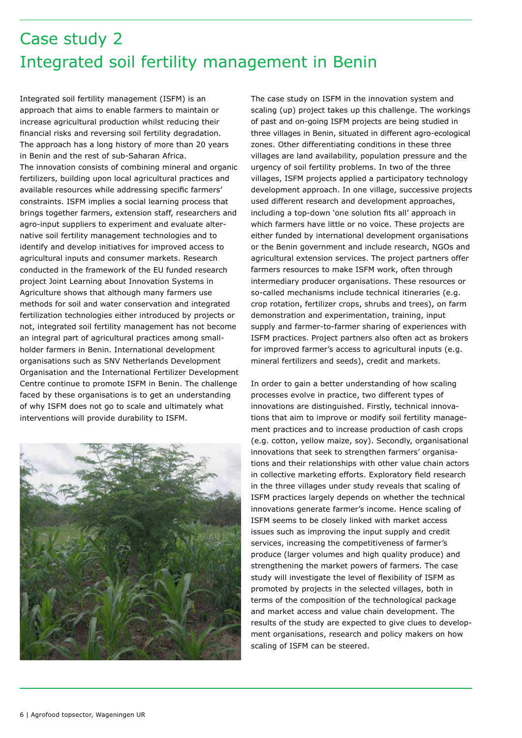# Case study 2
# Integrated soil fertility management in Benin

Integrated soil fertility management (ISFM) is an approach that aims to enable farmers to maintain or increase agricultural production whilst reducing their financial risks and reversing soil fertility degradation. The approach has a long history of more than 20 years in Benin and the rest of sub-Saharan Africa.
The innovation consists of combining mineral and organic fertilizers, building upon local agricultural practices and available resources while addressing specific farmers' constraints. ISFM implies a social learning process that brings together farmers, extension staff, researchers and agro-input suppliers to experiment and evaluate alternative soil fertility management technologies and to identify and develop initiatives for improved access to agricultural inputs and consumer markets. Research conducted in the framework of the EU funded research project Joint Learning about Innovation Systems in Agriculture shows that although many farmers use methods for soil and water conservation and integrated fertilization technologies either introduced by projects or not, integrated soil fertility management has not become an integral part of agricultural practices among smallholder farmers in Benin. International development organisations such as SNV Netherlands Development Organisation and the International Fertilizer Development Centre continue to promote ISFM in Benin. The challenge faced by these organisations is to get an understanding of why ISFM does not go to scale and ultimately what interventions will provide durability to ISFM.

The case study on ISFM in the innovation system and scaling (up) project takes up this challenge. The workings of past and on-going ISFM projects are being studied in three villages in Benin, situated in different agro-ecological zones. Other differentiating conditions in these three villages are land availability, population pressure and the urgency of soil fertility problems. In two of the three villages, ISFM projects applied a participatory technology development approach. In one village, successive projects used different research and development approaches, including a top-down 'one solution fits all' approach in which farmers have little or no voice. These projects are either funded by international development organisations or the Benin government and include research, NGOs and agricultural extension services. The project partners offer farmers resources to make ISFM work, often through intermediary producer organisations. These resources or so-called mechanisms include technical itineraries (e.g. crop rotation, fertilizer crops, shrubs and trees), on farm demonstration and experimentation, training, input supply and farmer-to-farmer sharing of experiences with ISFM practices. Project partners also often act as brokers for improved farmer's access to agricultural inputs (e.g. mineral fertilizers and seeds), credit and markets.

In order to gain a better understanding of how scaling processes evolve in practice, two different types of innovations are distinguished. Firstly, technical innovations that aim to improve or modify soil fertility management practices and to increase production of cash crops (e.g. cotton, yellow maize, soy). Secondly, organisational innovations that seek to strengthen farmers' organisations and their relationships with other value chain actors in collective marketing efforts. Exploratory field research in the three villages under study reveals that scaling of ISFM practices largely depends on whether the technical innovations generate farmer's income. Hence scaling of ISFM seems to be closely linked with market access issues such as improving the input supply and credit services, increasing the competitiveness of farmer's produce (larger volumes and high quality produce) and strengthening the market powers of farmers. The case study will investigate the level of flexibility of ISFM as promoted by projects in the selected villages, both in terms of the composition of the technological package and market access and value chain development. The results of the study are expected to give clues to development organisations, research and policy makers on how scaling of ISFM can be steered.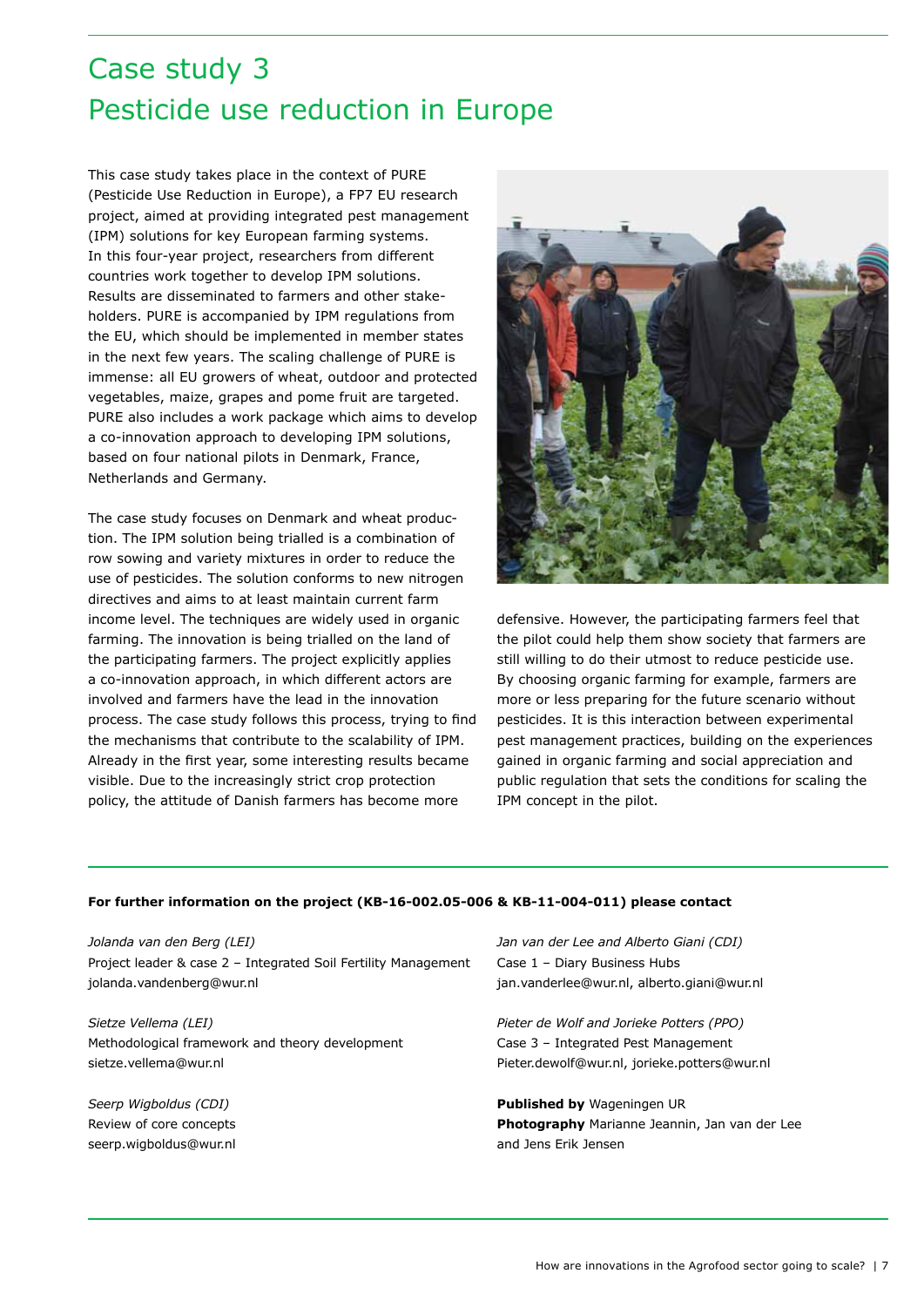# Case study 3
# Pesticide use reduction in Europe

This case study takes place in the context of PURE (Pesticide Use Reduction in Europe), a FP7 EU research project, aimed at providing integrated pest management (IPM) solutions for key European farming systems. In this four-year project, researchers from different countries work together to develop IPM solutions. Results are disseminated to farmers and other stake-holders. PURE is accompanied by IPM regulations from the EU, which should be implemented in member states in the next few years. The scaling challenge of PURE is immense: all EU growers of wheat, outdoor and protected vegetables, maize, grapes and pome fruit are targeted. PURE also includes a work package which aims to develop a co-innovation approach to developing IPM solutions, based on four national pilots in Denmark, France, Netherlands and Germany.

The case study focuses on Denmark and wheat production. The IPM solution being trialled is a combination of row sowing and variety mixtures in order to reduce the use of pesticides. The solution conforms to new nitrogen directives and aims to at least maintain current farm income level. The techniques are widely used in organic farming. The innovation is being trialled on the land of the participating farmers. The project explicitly applies a co-innovation approach, in which different actors are involved and farmers have the lead in the innovation process. The case study follows this process, trying to find the mechanisms that contribute to the scalability of IPM. Already in the first year, some interesting results became visible. Due to the increasingly strict crop protection policy, the attitude of Danish farmers has become more defensive. However, the participating farmers feel that the pilot could help them show society that farmers are still willing to do their utmost to reduce pesticide use. By choosing organic farming for example, farmers are more or less preparing for the future scenario without pesticides. It is this interaction between experimental pest management practices, building on the experiences gained in organic farming and social appreciation and public regulation that sets the conditions for scaling the IPM concept in the pilot.

**For further information on the project (KB-16-002.05-006 & KB-11-004-011) please contact**

*Jolanda van den Berg (LEI)*
Project leader & case 2 – Integrated Soil Fertility Management
jolanda.vandenberg@wur.nl

*Sietze Vellema (LEI)*
Methodological framework and theory development
sietze.vellema@wur.nl

*Seerp Wigboldus (CDI)*
Review of core concepts
seerp.wigboldus@wur.nl

*Jan van der Lee and Alberto Giani (CDI)*
Case 1 – Diary Business Hubs
jan.vanderlee@wur.nl, alberto.giani@wur.nl

*Pieter de Wolf and Jorieke Potters (PPO)*
Case 3 – Integrated Pest Management
Pieter.dewolf@wur.nl, jorieke.potters@wur.nl

**Published by** Wageningen UR
**Photography** Marianne Jeannin, Jan van der Lee and Jens Erik Jensen